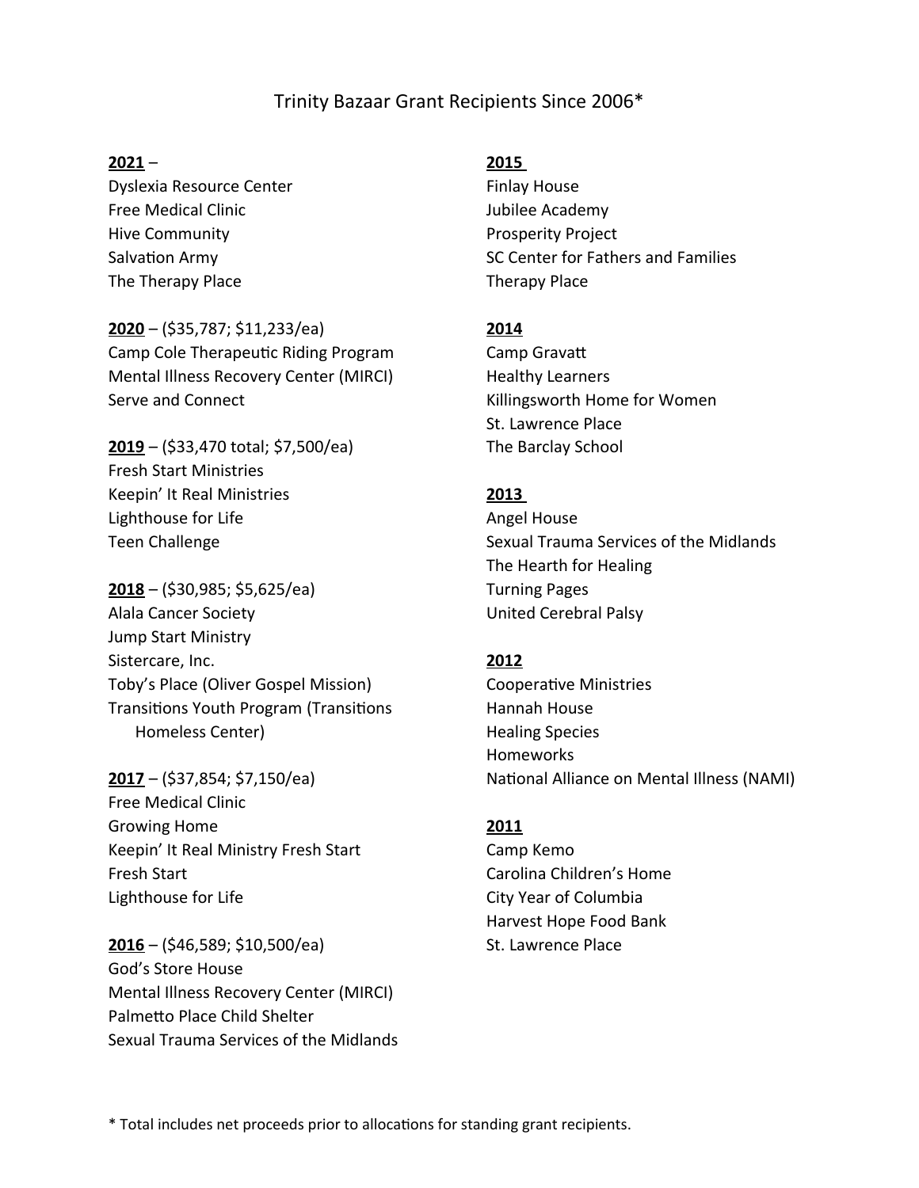# Trinity Bazaar Grant Recipients Since 2006*

**2021** –

Dyslexia Resource Center
Free Medical Clinic
Hive Community
Salvation Army
The Therapy Place

**2020** – ($35,787; $11,233/ea)

Camp Cole Therapeutic Riding Program
Mental Illness Recovery Center (MIRCI)
Serve and Connect

**2019** – ($33,470 total; $7,500/ea)

Fresh Start Ministries
Keepin' It Real Ministries
Lighthouse for Life
Teen Challenge

**2018** – ($30,985; $5,625/ea)

Alala Cancer Society
Jump Start Ministry
Sistercare, Inc.
Toby's Place (Oliver Gospel Mission)
Transitions Youth Program (Transitions Homeless Center)

**2017** – ($37,854; $7,150/ea)

Free Medical Clinic
Growing Home
Keepin' It Real Ministry Fresh Start
Fresh Start
Lighthouse for Life

**2016** – ($46,589; $10,500/ea)

God's Store House
Mental Illness Recovery Center (MIRCI)
Palmetto Place Child Shelter
Sexual Trauma Services of the Midlands

**2015**

Finlay House
Jubilee Academy
Prosperity Project
SC Center for Fathers and Families
Therapy Place

**2014**

Camp Gravatt
Healthy Learners
Killingsworth Home for Women
St. Lawrence Place
The Barclay School

**2013**

Angel House
Sexual Trauma Services of the Midlands
The Hearth for Healing
Turning Pages
United Cerebral Palsy

**2012**

Cooperative Ministries
Hannah House
Healing Species
Homeworks
National Alliance on Mental Illness (NAMI)

**2011**

Camp Kemo
Carolina Children's Home
City Year of Columbia
Harvest Hope Food Bank
St. Lawrence Place

\* Total includes net proceeds prior to allocations for standing grant recipients.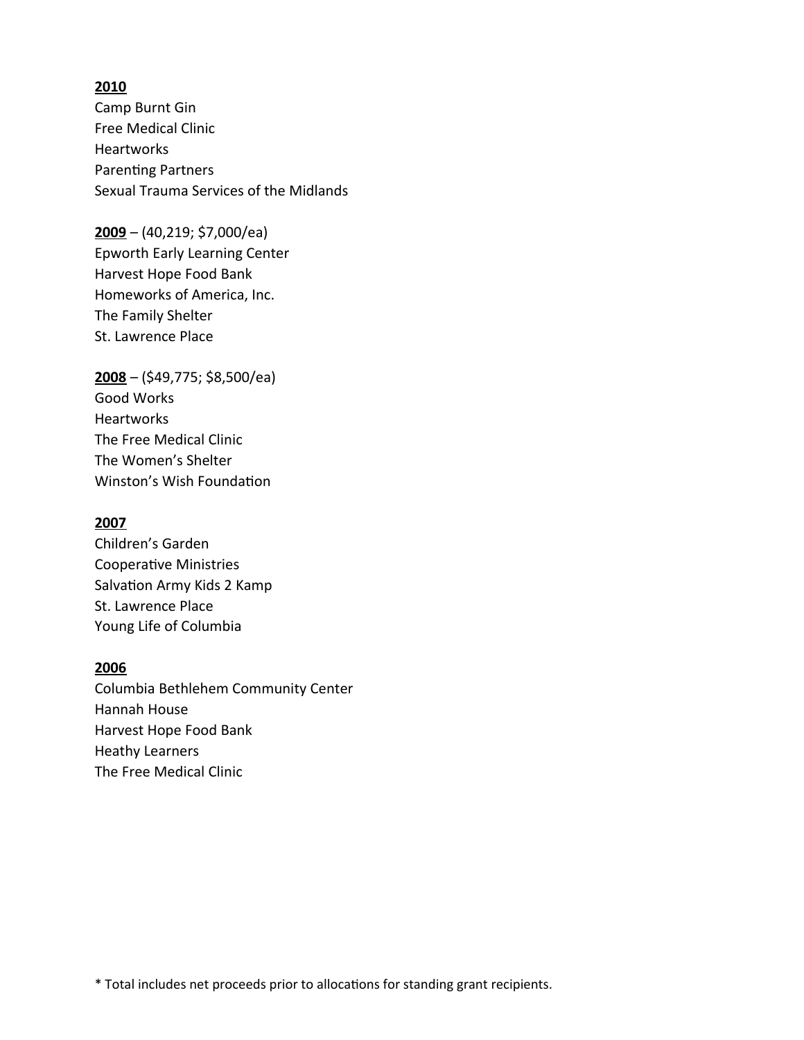**2010**

Camp Burnt Gin
Free Medical Clinic
Heartworks
Parenting Partners
Sexual Trauma Services of the Midlands

**2009** – (40,219; $7,000/ea)

Epworth Early Learning Center
Harvest Hope Food Bank
Homeworks of America, Inc.
The Family Shelter
St. Lawrence Place

**2008** – ($49,775; $8,500/ea)

Good Works
Heartworks
The Free Medical Clinic
The Women's Shelter
Winston's Wish Foundation

**2007**

Children's Garden
Cooperative Ministries
Salvation Army Kids 2 Kamp
St. Lawrence Place
Young Life of Columbia

**2006**

Columbia Bethlehem Community Center
Hannah House
Harvest Hope Food Bank
Heathy Learners
The Free Medical Clinic

* Total includes net proceeds prior to allocations for standing grant recipients.